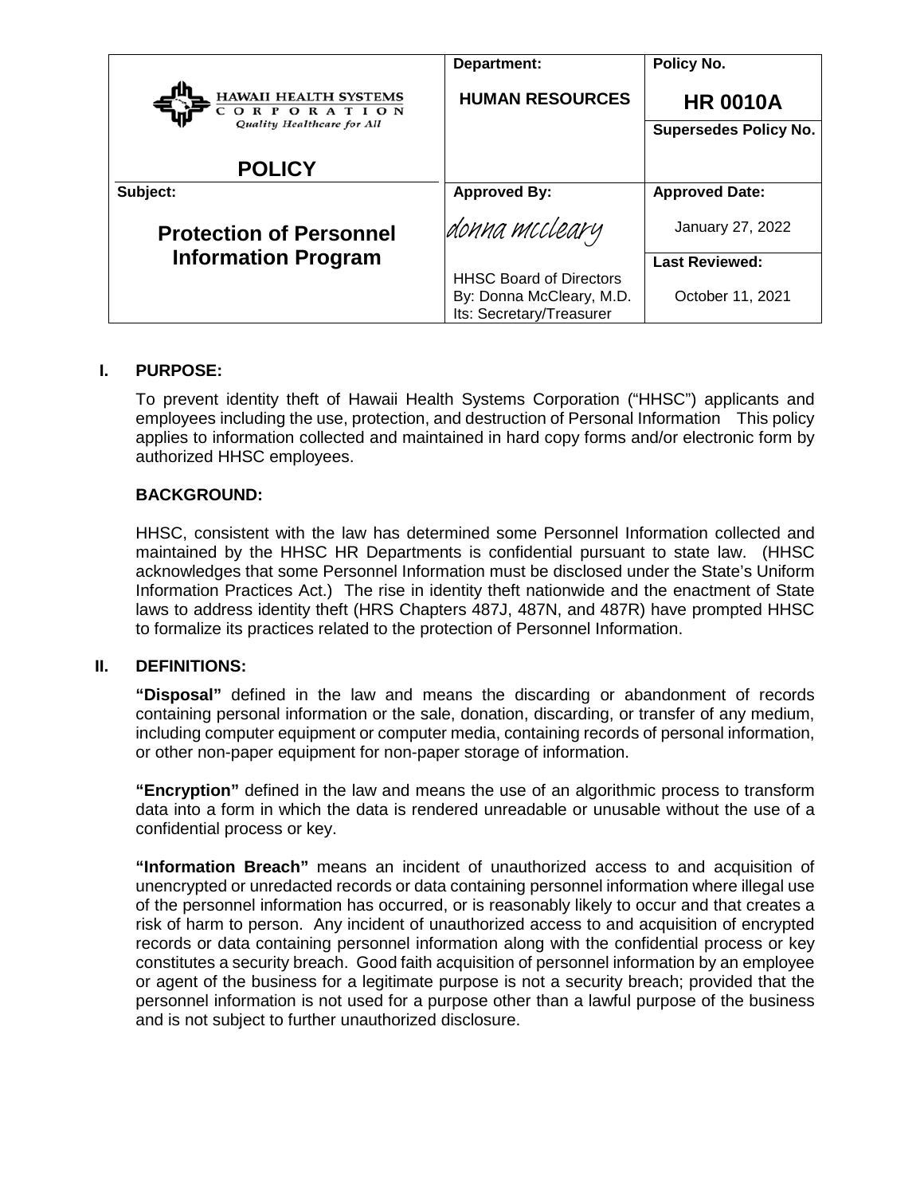| HAWAII HEALTH SYSTEMS CORPORATION *Quality Healthcare for All* | Department: | Policy No. |
|---|---|---|
| | **HUMAN RESOURCES** | **HR 0010A** |
| **POLICY** | | **Supersedes Policy No.** |
| **Subject:** | **Approved By:** | **Approved Date:** |
| **Protection of Personnel Information Program** | *donna mccleary* | January 27, 2022 |
| | | **Last Reviewed:** |
| | HHSC Board of Directors By: Donna McCleary, M.D. Its: Secretary/Treasurer | October 11, 2021 |

## I. PURPOSE:

To prevent identity theft of Hawaii Health Systems Corporation ("HHSC") applicants and employees including the use, protection, and destruction of Personal Information   This policy applies to information collected and maintained in hard copy forms and/or electronic form by authorized HHSC employees.

### BACKGROUND:

HHSC, consistent with the law has determined some Personnel Information collected and maintained by the HHSC HR Departments is confidential pursuant to state law. (HHSC acknowledges that some Personnel Information must be disclosed under the State's Uniform Information Practices Act.) The rise in identity theft nationwide and the enactment of State laws to address identity theft (HRS Chapters 487J, 487N, and 487R) have prompted HHSC to formalize its practices related to the protection of Personnel Information.

## II. DEFINITIONS:

**"Disposal"** defined in the law and means the discarding or abandonment of records containing personal information or the sale, donation, discarding, or transfer of any medium, including computer equipment or computer media, containing records of personal information, or other non-paper equipment for non-paper storage of information.

**"Encryption"** defined in the law and means the use of an algorithmic process to transform data into a form in which the data is rendered unreadable or unusable without the use of a confidential process or key.

**"Information Breach"** means an incident of unauthorized access to and acquisition of unencrypted or unredacted records or data containing personnel information where illegal use of the personnel information has occurred, or is reasonably likely to occur and that creates a risk of harm to person. Any incident of unauthorized access to and acquisition of encrypted records or data containing personnel information along with the confidential process or key constitutes a security breach. Good faith acquisition of personnel information by an employee or agent of the business for a legitimate purpose is not a security breach; provided that the personnel information is not used for a purpose other than a lawful purpose of the business and is not subject to further unauthorized disclosure.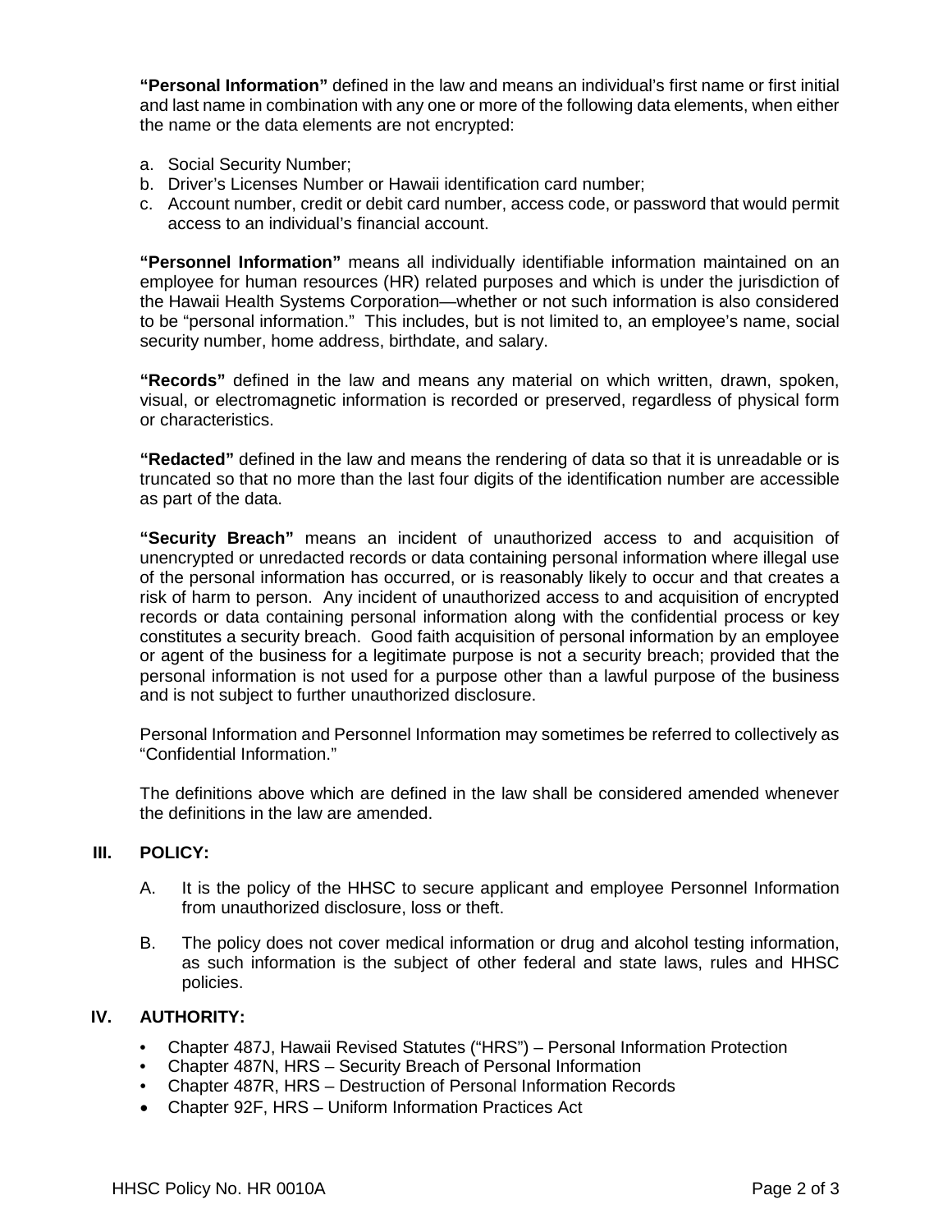**"Personal Information"** defined in the law and means an individual's first name or first initial and last name in combination with any one or more of the following data elements, when either the name or the data elements are not encrypted:

a. Social Security Number;
b. Driver's Licenses Number or Hawaii identification card number;
c. Account number, credit or debit card number, access code, or password that would permit access to an individual's financial account.

**"Personnel Information"** means all individually identifiable information maintained on an employee for human resources (HR) related purposes and which is under the jurisdiction of the Hawaii Health Systems Corporation—whether or not such information is also considered to be "personal information." This includes, but is not limited to, an employee's name, social security number, home address, birthdate, and salary.

**"Records"** defined in the law and means any material on which written, drawn, spoken, visual, or electromagnetic information is recorded or preserved, regardless of physical form or characteristics.

**"Redacted"** defined in the law and means the rendering of data so that it is unreadable or is truncated so that no more than the last four digits of the identification number are accessible as part of the data.

**"Security Breach"** means an incident of unauthorized access to and acquisition of unencrypted or unredacted records or data containing personal information where illegal use of the personal information has occurred, or is reasonably likely to occur and that creates a risk of harm to person. Any incident of unauthorized access to and acquisition of encrypted records or data containing personal information along with the confidential process or key constitutes a security breach. Good faith acquisition of personal information by an employee or agent of the business for a legitimate purpose is not a security breach; provided that the personal information is not used for a purpose other than a lawful purpose of the business and is not subject to further unauthorized disclosure.

Personal Information and Personnel Information may sometimes be referred to collectively as "Confidential Information."

The definitions above which are defined in the law shall be considered amended whenever the definitions in the law are amended.

## III. POLICY:

A. It is the policy of the HHSC to secure applicant and employee Personnel Information from unauthorized disclosure, loss or theft.

B. The policy does not cover medical information or drug and alcohol testing information, as such information is the subject of other federal and state laws, rules and HHSC policies.

## IV. AUTHORITY:

- Chapter 487J, Hawaii Revised Statutes ("HRS") – Personal Information Protection
- Chapter 487N, HRS – Security Breach of Personal Information
- Chapter 487R, HRS – Destruction of Personal Information Records
- Chapter 92F, HRS – Uniform Information Practices Act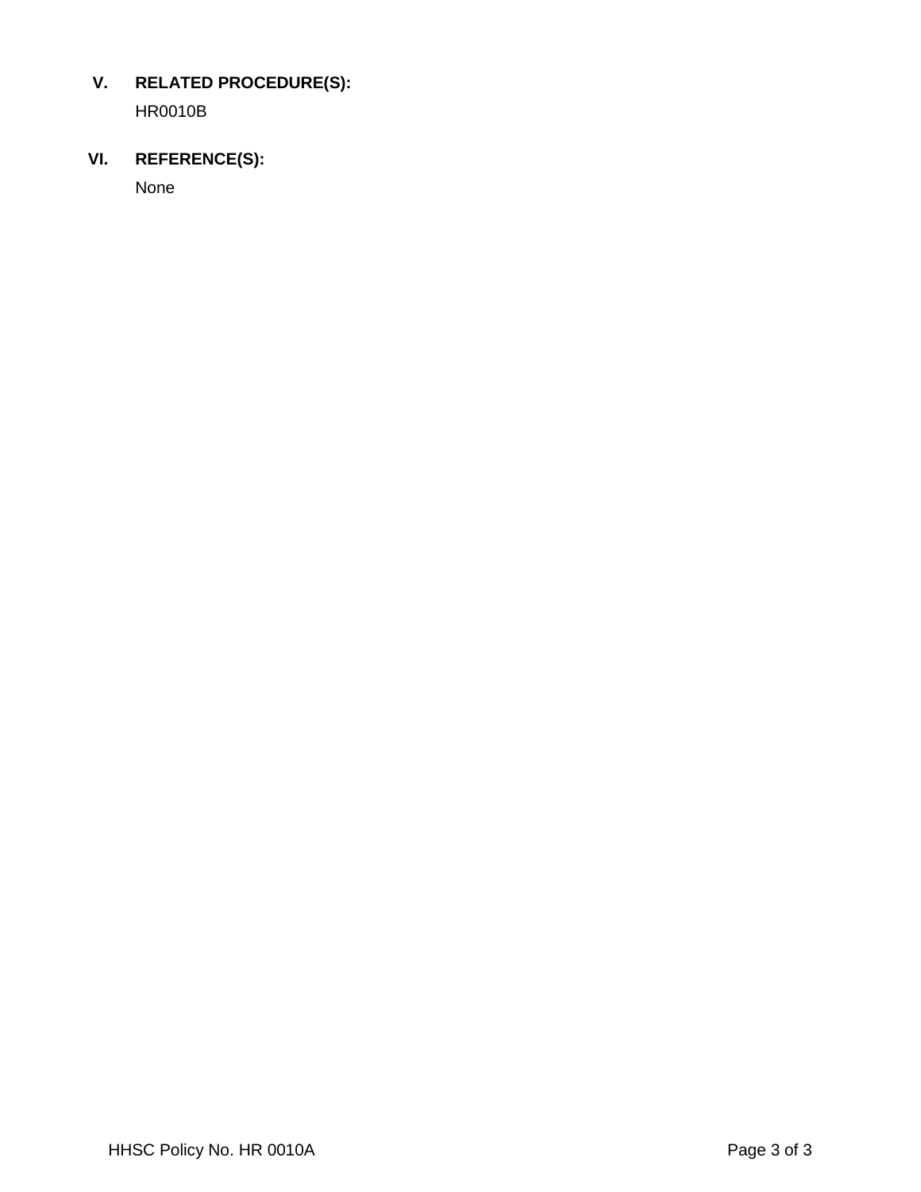## V. RELATED PROCEDURE(S):

HR0010B

## VI. REFERENCE(S):

None